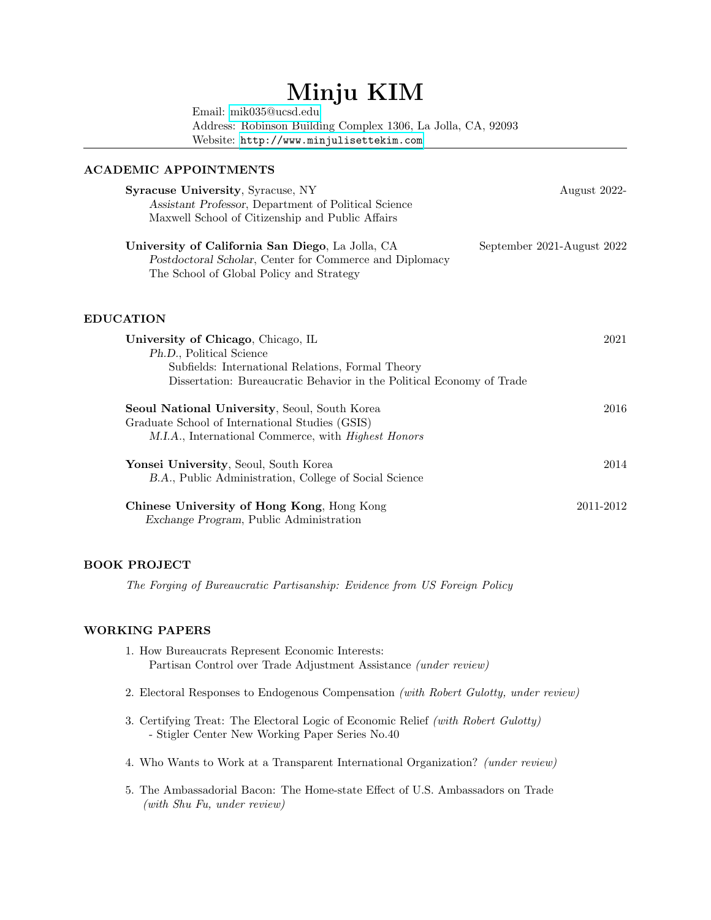# Minju KIM

Email: mik035@ucsd.edu
Address: Robinson Building Complex 1306, La Jolla, CA, 92093
Website: http://www.minjulisettekim.com

## ACADEMIC APPOINTMENTS

**Syracuse University**, Syracuse, NY — August 2022-
*Assistant Professor*, Department of Political Science
Maxwell School of Citizenship and Public Affairs

**University of California San Diego**, La Jolla, CA — September 2021-August 2022
*Postdoctoral Scholar*, Center for Commerce and Diplomacy
The School of Global Policy and Strategy

## EDUCATION

**University of Chicago**, Chicago, IL — 2021
*Ph.D.*, Political Science
Subfields: International Relations, Formal Theory
Dissertation: Bureaucratic Behavior in the Political Economy of Trade

**Seoul National University**, Seoul, South Korea — 2016
Graduate School of International Studies (GSIS)
*M.I.A.*, International Commerce, with *Highest Honors*

**Yonsei University**, Seoul, South Korea — 2014
*B.A.*, Public Administration, College of Social Science

**Chinese University of Hong Kong**, Hong Kong — 2011-2012
*Exchange Program*, Public Administration

## BOOK PROJECT

*The Forging of Bureaucratic Partisanship: Evidence from US Foreign Policy*

## WORKING PAPERS

1. How Bureaucrats Represent Economic Interests:
   Partisan Control over Trade Adjustment Assistance *(under review)*
2. Electoral Responses to Endogenous Compensation *(with Robert Gulotty, under review)*
3. Certifying Treat: The Electoral Logic of Economic Relief *(with Robert Gulotty)*
   - Stigler Center New Working Paper Series No.40
4. Who Wants to Work at a Transparent International Organization? *(under review)*
5. The Ambassadorial Bacon: The Home-state Effect of U.S. Ambassadors on Trade
   *(with Shu Fu, under review)*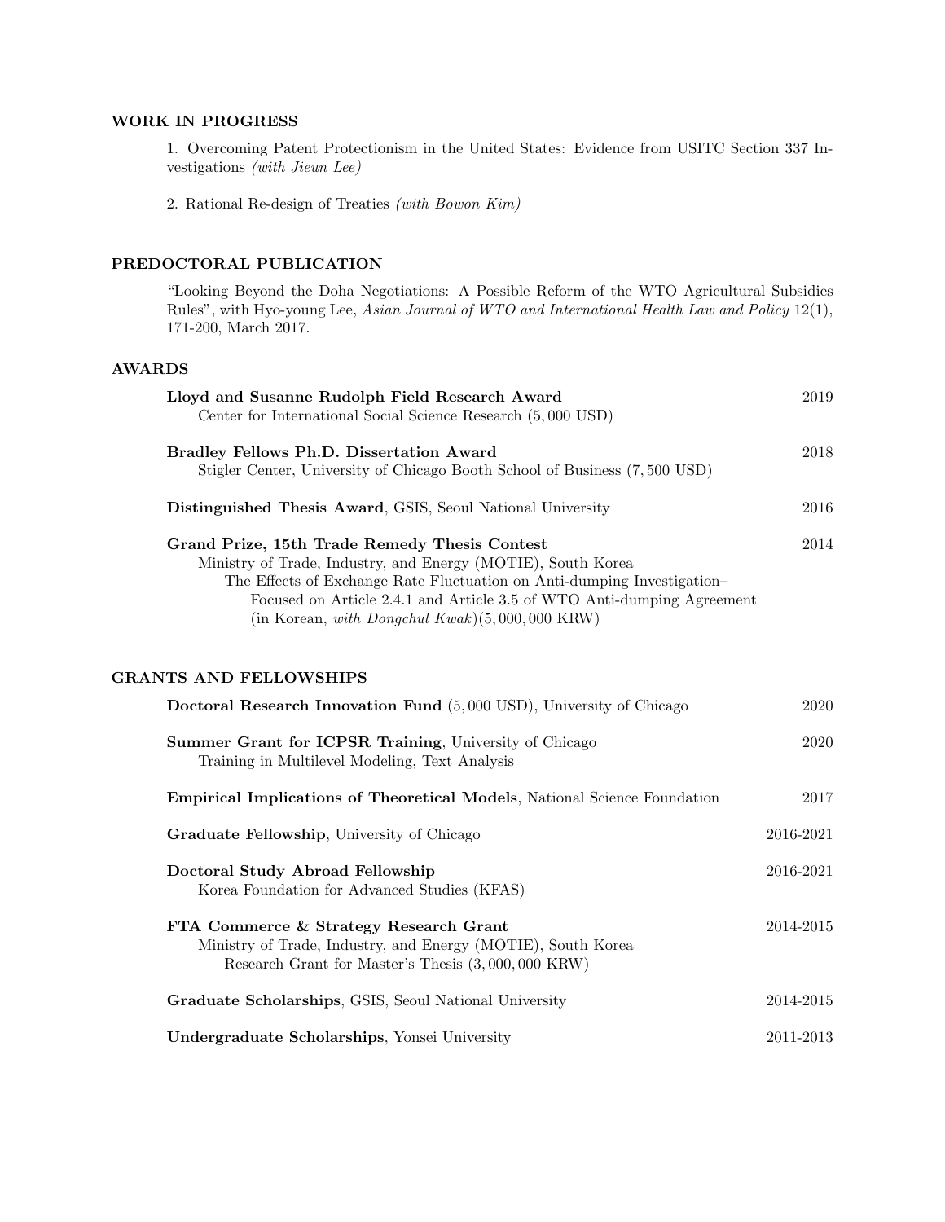## WORK IN PROGRESS

1. Overcoming Patent Protectionism in the United States: Evidence from USITC Section 337 Investigations *(with Jieun Lee)*

2. Rational Re-design of Treaties *(with Bowon Kim)*

## PREDOCTORAL PUBLICATION

"Looking Beyond the Doha Negotiations: A Possible Reform of the WTO Agricultural Subsidies Rules", with Hyo-young Lee, *Asian Journal of WTO and International Health Law and Policy* 12(1), 171-200, March 2017.

## AWARDS

**Lloyd and Susanne Rudolph Field Research Award** — 2019
Center for International Social Science Research (5,000 USD)

**Bradley Fellows Ph.D. Dissertation Award** — 2018
Stigler Center, University of Chicago Booth School of Business (7,500 USD)

**Distinguished Thesis Award**, GSIS, Seoul National University — 2016

**Grand Prize, 15th Trade Remedy Thesis Contest** — 2014
Ministry of Trade, Industry, and Energy (MOTIE), South Korea
The Effects of Exchange Rate Fluctuation on Anti-dumping Investigation– Focused on Article 2.4.1 and Article 3.5 of WTO Anti-dumping Agreement (in Korean, *with Dongchul Kwak*)(5,000,000 KRW)

## GRANTS AND FELLOWSHIPS

**Doctoral Research Innovation Fund** (5,000 USD), University of Chicago — 2020

**Summer Grant for ICPSR Training**, University of Chicago — 2020
Training in Multilevel Modeling, Text Analysis

**Empirical Implications of Theoretical Models**, National Science Foundation — 2017

**Graduate Fellowship**, University of Chicago — 2016-2021

**Doctoral Study Abroad Fellowship** — 2016-2021
Korea Foundation for Advanced Studies (KFAS)

**FTA Commerce & Strategy Research Grant** — 2014-2015
Ministry of Trade, Industry, and Energy (MOTIE), South Korea
Research Grant for Master's Thesis (3,000,000 KRW)

**Graduate Scholarships**, GSIS, Seoul National University — 2014-2015

**Undergraduate Scholarships**, Yonsei University — 2011-2013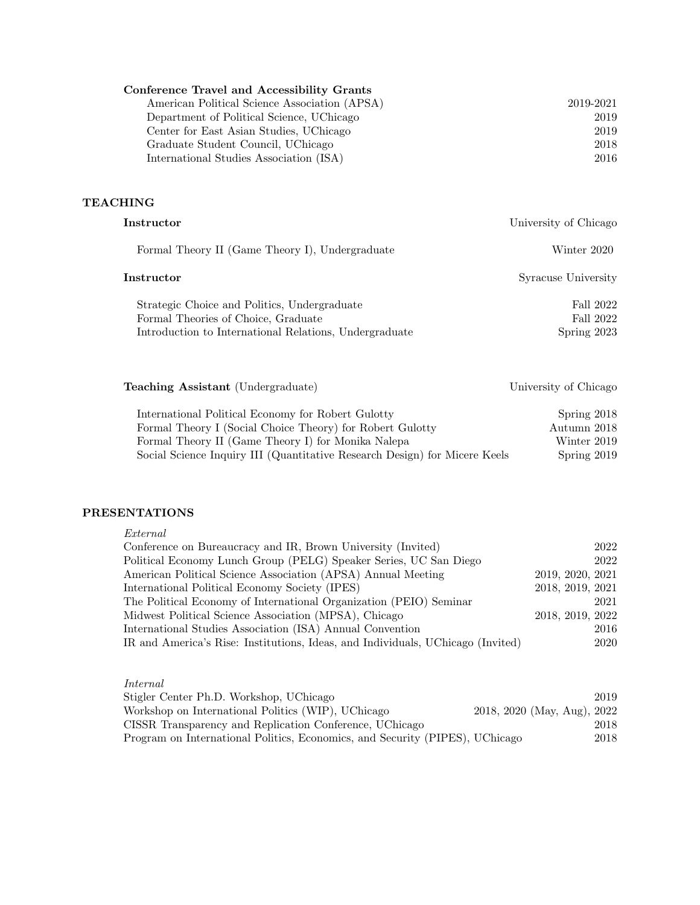**Conference Travel and Accessibility Grants**

| | |
|---|---|
| American Political Science Association (APSA) | 2019-2021 |
| Department of Political Science, UChicago | 2019 |
| Center for East Asian Studies, UChicago | 2019 |
| Graduate Student Council, UChicago | 2018 |
| International Studies Association (ISA) | 2016 |

## TEACHING

**Instructor** — University of Chicago

| | |
|---|---|
| Formal Theory II (Game Theory I), Undergraduate | Winter 2020 |

**Instructor** — Syracuse University

| | |
|---|---|
| Strategic Choice and Politics, Undergraduate | Fall 2022 |
| Formal Theories of Choice, Graduate | Fall 2022 |
| Introduction to International Relations, Undergraduate | Spring 2023 |

**Teaching Assistant** (Undergraduate) — University of Chicago

| | |
|---|---|
| International Political Economy for Robert Gulotty | Spring 2018 |
| Formal Theory I (Social Choice Theory) for Robert Gulotty | Autumn 2018 |
| Formal Theory II (Game Theory I) for Monika Nalepa | Winter 2019 |
| Social Science Inquiry III (Quantitative Research Design) for Micere Keels | Spring 2019 |

## PRESENTATIONS

*External*

| | |
|---|---|
| Conference on Bureaucracy and IR, Brown University (Invited) | 2022 |
| Political Economy Lunch Group (PELG) Speaker Series, UC San Diego | 2022 |
| American Political Science Association (APSA) Annual Meeting | 2019, 2020, 2021 |
| International Political Economy Society (IPES) | 2018, 2019, 2021 |
| The Political Economy of International Organization (PEIO) Seminar | 2021 |
| Midwest Political Science Association (MPSA), Chicago | 2018, 2019, 2022 |
| International Studies Association (ISA) Annual Convention | 2016 |
| IR and America's Rise: Institutions, Ideas, and Individuals, UChicago (Invited) | 2020 |

*Internal*

| | |
|---|---|
| Stigler Center Ph.D. Workshop, UChicago | 2019 |
| Workshop on International Politics (WIP), UChicago | 2018, 2020 (May, Aug), 2022 |
| CISSR Transparency and Replication Conference, UChicago | 2018 |
| Program on International Politics, Economics, and Security (PIPES), UChicago | 2018 |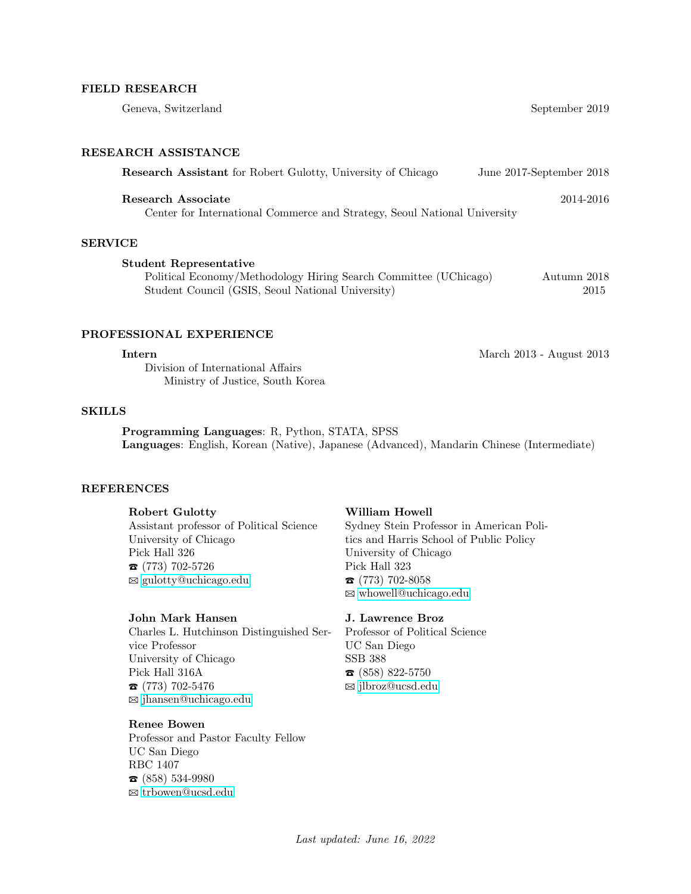## FIELD RESEARCH

Geneva, Switzerland — September 2019

## RESEARCH ASSISTANCE

**Research Assistant** for Robert Gulotty, University of Chicago — June 2017-September 2018

**Research Associate** — 2014-2016
Center for International Commerce and Strategy, Seoul National University

## SERVICE

**Student Representative**
- Political Economy/Methodology Hiring Search Committee (UChicago) — Autumn 2018
- Student Council (GSIS, Seoul National University) — 2015

## PROFESSIONAL EXPERIENCE

**Intern** — March 2013 - August 2013
Division of International Affairs
Ministry of Justice, South Korea

## SKILLS

**Programming Languages**: R, Python, STATA, SPSS
**Languages**: English, Korean (Native), Japanese (Advanced), Mandarin Chinese (Intermediate)

## REFERENCES

**Robert Gulotty**
Assistant professor of Political Science
University of Chicago
Pick Hall 326
☎ (773) 702-5726
✉ gulotty@uchicago.edu

**William Howell**
Sydney Stein Professor in American Politics and Harris School of Public Policy
University of Chicago
Pick Hall 323
☎ (773) 702-8058
✉ whowell@uchicago.edu

**John Mark Hansen**
Charles L. Hutchinson Distinguished Service Professor
University of Chicago
Pick Hall 316A
☎ (773) 702-5476
✉ jhansen@uchicago.edu

**J. Lawrence Broz**
Professor of Political Science
UC San Diego
SSB 388
☎ (858) 822-5750
✉ jlbroz@ucsd.edu

**Renee Bowen**
Professor and Pastor Faculty Fellow
UC San Diego
RBC 1407
☎ (858) 534-9980
✉ trbowen@ucsd.edu

*Last updated: June 16, 2022*